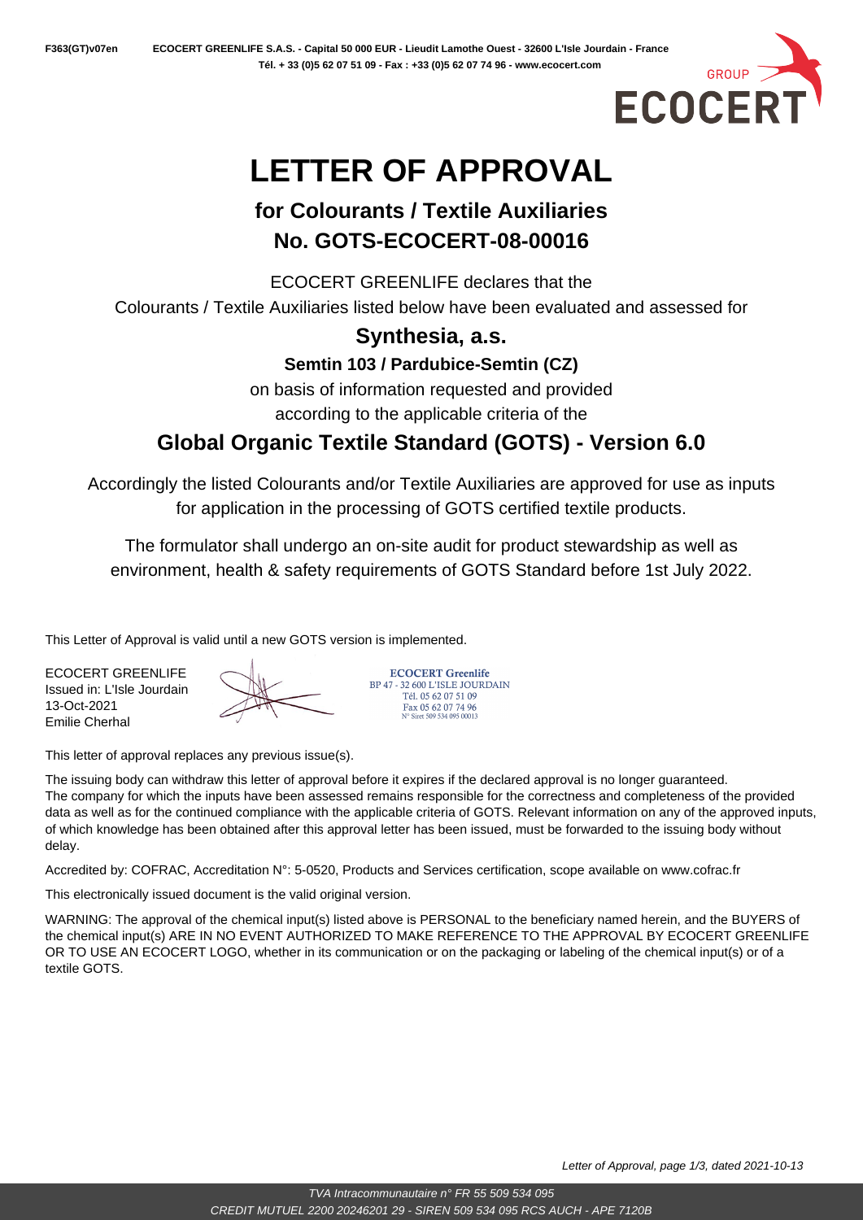# LETTER OF APPROVAL

## for Colourants / Textile Auxiliaries
## No. GOTS-ECOCERT-08-00016

ECOCERT GREENLIFE declares that the

Colourants / Textile Auxiliaries listed below have been evaluated and assessed for

### Synthesia, a.s.

**Semtin 103 / Pardubice-Semtin (CZ)**

on basis of information requested and provided

according to the applicable criteria of the

### Global Organic Textile Standard (GOTS) - Version 6.0

Accordingly the listed Colourants and/or Textile Auxiliaries are approved for use as inputs for application in the processing of GOTS certified textile products.

The formulator shall undergo an on-site audit for product stewardship as well as environment, health & safety requirements of GOTS Standard before 1st July 2022.

This Letter of Approval is valid until a new GOTS version is implemented.

ECOCERT GREENLIFE
Issued in: L'Isle Jourdain
13-Oct-2021
Emilie Cherhal

ECOCERT Greenlife
BP 47 - 32 600 L'ISLE JOURDAIN
Tél. 05 62 07 51 09
Fax 05 62 07 74 96
N° Siret 509 534 095 00013

This letter of approval replaces any previous issue(s).

The issuing body can withdraw this letter of approval before it expires if the declared approval is no longer guaranteed. The company for which the inputs have been assessed remains responsible for the correctness and completeness of the provided data as well as for the continued compliance with the applicable criteria of GOTS. Relevant information on any of the approved inputs, of which knowledge has been obtained after this approval letter has been issued, must be forwarded to the issuing body without delay.

Accredited by: COFRAC, Accreditation N°: 5-0520, Products and Services certification, scope available on www.cofrac.fr

This electronically issued document is the valid original version.

WARNING: The approval of the chemical input(s) listed above is PERSONAL to the beneficiary named herein, and the BUYERS of the chemical input(s) ARE IN NO EVENT AUTHORIZED TO MAKE REFERENCE TO THE APPROVAL BY ECOCERT GREENLIFE OR TO USE AN ECOCERT LOGO, whether in its communication or on the packaging or labeling of the chemical input(s) or of a textile GOTS.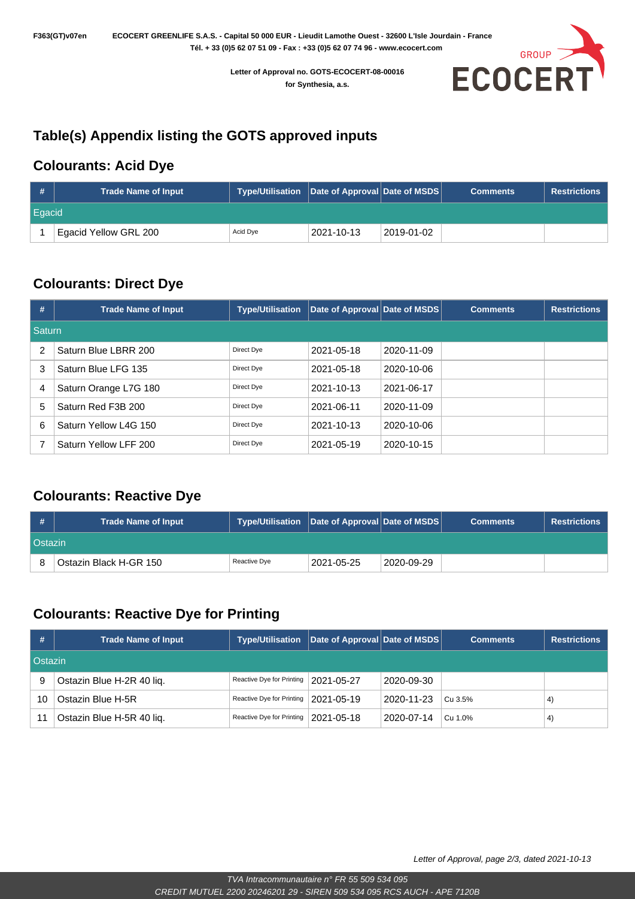Letter of Approval no. GOTS-ECOCERT-08-00016
for Synthesia, a.s.

## Table(s) Appendix listing the GOTS approved inputs

### Colourants: Acid Dye

| # | Trade Name of Input | Type/Utilisation | Date of Approval | Date of MSDS | Comments | Restrictions |
|---|---|---|---|---|---|---|
| Egacid | | | | | | |
| 1 | Egacid Yellow GRL 200 | Acid Dye | 2021-10-13 | 2019-01-02 | | |

### Colourants: Direct Dye

| # | Trade Name of Input | Type/Utilisation | Date of Approval | Date of MSDS | Comments | Restrictions |
|---|---|---|---|---|---|---|
| Saturn | | | | | | |
| 2 | Saturn Blue LBRR 200 | Direct Dye | 2021-05-18 | 2020-11-09 | | |
| 3 | Saturn Blue LFG 135 | Direct Dye | 2021-05-18 | 2020-10-06 | | |
| 4 | Saturn Orange L7G 180 | Direct Dye | 2021-10-13 | 2021-06-17 | | |
| 5 | Saturn Red F3B 200 | Direct Dye | 2021-06-11 | 2020-11-09 | | |
| 6 | Saturn Yellow L4G 150 | Direct Dye | 2021-10-13 | 2020-10-06 | | |
| 7 | Saturn Yellow LFF 200 | Direct Dye | 2021-05-19 | 2020-10-15 | | |

### Colourants: Reactive Dye

| # | Trade Name of Input | Type/Utilisation | Date of Approval | Date of MSDS | Comments | Restrictions |
|---|---|---|---|---|---|---|
| Ostazin | | | | | | |
| 8 | Ostazin Black H-GR 150 | Reactive Dye | 2021-05-25 | 2020-09-29 | | |

### Colourants: Reactive Dye for Printing

| # | Trade Name of Input | Type/Utilisation | Date of Approval | Date of MSDS | Comments | Restrictions |
|---|---|---|---|---|---|---|
| Ostazin | | | | | | |
| 9 | Ostazin Blue H-2R 40 liq. | Reactive Dye for Printing | 2021-05-27 | 2020-09-30 | | |
| 10 | Ostazin Blue H-5R | Reactive Dye for Printing | 2021-05-19 | 2020-11-23 | Cu 3.5% | 4) |
| 11 | Ostazin Blue H-5R 40 liq. | Reactive Dye for Printing | 2021-05-18 | 2020-07-14 | Cu 1.0% | 4) |

*Letter of Approval, page 2/3, dated 2021-10-13*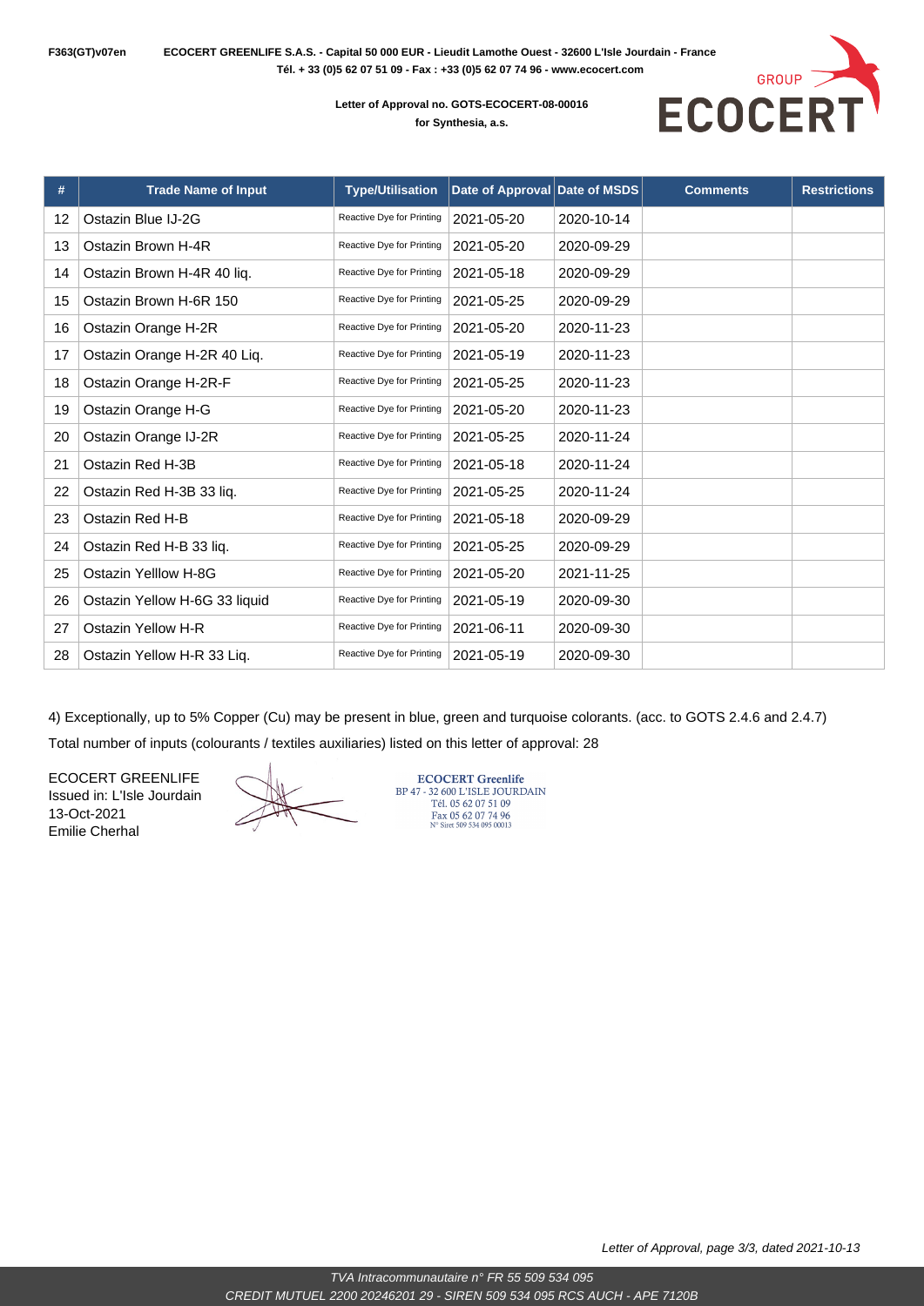F363(GT)v07en ECOCERT GREENLIFE S.A.S. - Capital 50 000 EUR - Lieudit Lamothe Ouest - 32600 L'Isle Jourdain - France
Tél. + 33 (0)5 62 07 51 09 - Fax : +33 (0)5 62 07 74 96 - www.ecocert.com

**Letter of Approval no. GOTS-ECOCERT-08-00016**
**for Synthesia, a.s.**

| # | Trade Name of Input | Type/Utilisation | Date of Approval | Date of MSDS | Comments | Restrictions |
|---|---|---|---|---|---|---|
| 12 | Ostazin Blue IJ-2G | Reactive Dye for Printing | 2021-05-20 | 2020-10-14 | | |
| 13 | Ostazin Brown H-4R | Reactive Dye for Printing | 2021-05-20 | 2020-09-29 | | |
| 14 | Ostazin Brown H-4R 40 liq. | Reactive Dye for Printing | 2021-05-18 | 2020-09-29 | | |
| 15 | Ostazin Brown H-6R 150 | Reactive Dye for Printing | 2021-05-25 | 2020-09-29 | | |
| 16 | Ostazin Orange H-2R | Reactive Dye for Printing | 2021-05-20 | 2020-11-23 | | |
| 17 | Ostazin Orange H-2R 40 Liq. | Reactive Dye for Printing | 2021-05-19 | 2020-11-23 | | |
| 18 | Ostazin Orange H-2R-F | Reactive Dye for Printing | 2021-05-25 | 2020-11-23 | | |
| 19 | Ostazin Orange H-G | Reactive Dye for Printing | 2021-05-20 | 2020-11-23 | | |
| 20 | Ostazin Orange IJ-2R | Reactive Dye for Printing | 2021-05-25 | 2020-11-24 | | |
| 21 | Ostazin Red H-3B | Reactive Dye for Printing | 2021-05-18 | 2020-11-24 | | |
| 22 | Ostazin Red H-3B 33 liq. | Reactive Dye for Printing | 2021-05-25 | 2020-11-24 | | |
| 23 | Ostazin Red H-B | Reactive Dye for Printing | 2021-05-18 | 2020-09-29 | | |
| 24 | Ostazin Red H-B 33 liq. | Reactive Dye for Printing | 2021-05-25 | 2020-09-29 | | |
| 25 | Ostazin Yelllow H-8G | Reactive Dye for Printing | 2021-05-20 | 2021-11-25 | | |
| 26 | Ostazin Yellow H-6G 33 liquid | Reactive Dye for Printing | 2021-05-19 | 2020-09-30 | | |
| 27 | Ostazin Yellow H-R | Reactive Dye for Printing | 2021-06-11 | 2020-09-30 | | |
| 28 | Ostazin Yellow H-R 33 Liq. | Reactive Dye for Printing | 2021-05-19 | 2020-09-30 | | |

4) Exceptionally, up to 5% Copper (Cu) may be present in blue, green and turquoise colorants. (acc. to GOTS 2.4.6 and 2.4.7)

Total number of inputs (colourants / textiles auxiliaries) listed on this letter of approval: 28

ECOCERT GREENLIFE
Issued in: L'Isle Jourdain
13-Oct-2021
Emilie Cherhal

ECOCERT Greenlife
BP 47 - 32 600 L'ISLE JOURDAIN
Tél. 05 62 07 51 09
Fax 05 62 07 74 96
N° Siret 509 534 095 00013

*Letter of Approval, page 3/3, dated 2021-10-13*

*TVA Intracommunautaire n° FR 55 509 534 095*
*CREDIT MUTUEL 2200 20246201 29 - SIREN 509 534 095 RCS AUCH - APE 7120B*